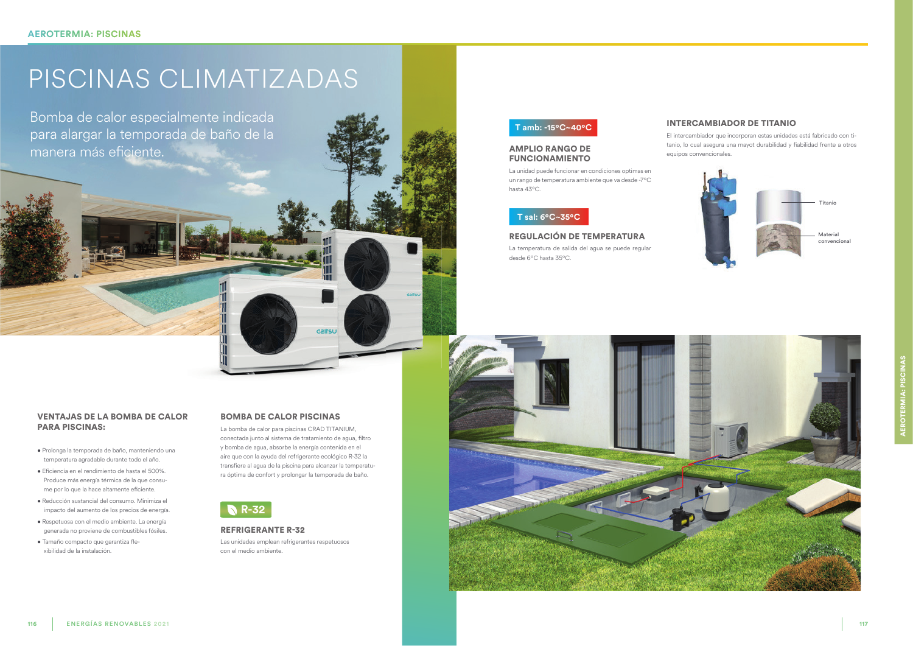# PISCINAS CLIMATIZADAS

Bomba de calor especialmente indicada para alargar la temporada de baño de la manera más eficiente.

### VENTAJAS DE LA BOMBA DE CALOR PARA PISCINAS:

- Prolonga la temporada de baño, manteniendo una temperatura agradable durante todo el año.
- Eficiencia en el rendimiento de hasta el 500%. Produce más energía térmica de la que consume por lo que la hace altamente eficiente.
- Reducción sustancial del consumo. Minimiza el impacto del aumento de los precios de energía.
- Respetuosa con el medio ambiente. La energía generada no proviene de combustibles fósiles.
- Tamaño compacto que garantiza flexibilidad de la instalación.

### BOMBA DE CALOR PISCINAS

La bomba de calor para piscinas CRAD TITANIUM, conectada junto al sistema de tratamiento de agua, filtro y bomba de agua, absorbe la energía contenida en el aire que con la ayuda del refrigerante ecológico R-32 la transfiere al agua de la piscina para alcanzar la temperatura óptima de confort y prolongar la temporada de baño.

**R-32**

### REFRIGERANTE R-32

Las unidades emplean refrigerantes respetuosos con el medio ambiente.

**T amb: -15°C~40°C**

### AMPLIO RANGO DE FUNCIONAMIENTO

La unidad puede funcionar en condiciones optimas en un rango de temperatura ambiente que va desde -7°C hasta 43°C.

**T sal: 6°C~35°C**

### REGULACIÓN DE TEMPERATURA

La temperatura de salida del agua se puede regular desde 6°C hasta 35°C.

### INTERCAMBIADOR DE TITANIO

El intercambiador que incorporan estas unidades está fabricado con titanio, lo cual asegura una mayot durabilidad y fiabilidad frente a otros equipos convencionales.

Titanio

Material convencional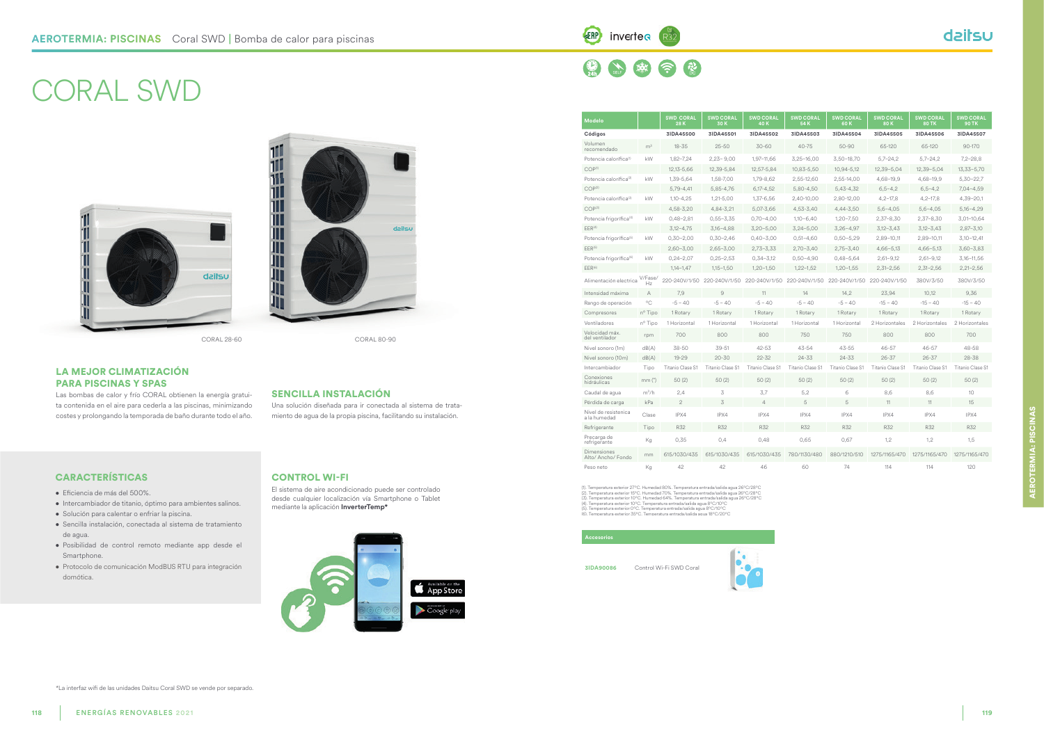# CORAL SWD

**AEROTERMIA: PISCINAS** Coral SWD | Bomba de calor para piscinas

CORAL 28-60

CORAL 80-90

## LA MEJOR CLIMATIZACIÓN PARA PISCINAS Y SPAS

Las bombas de calor y frío CORAL obtienen la energía gratuita contenida en el aire para cederla a las piscinas, minimizando costes y prolongando la temporada de baño durante todo el año.

## SENCILLA INSTALACIÓN

Una solución diseñada para ir conectada al sistema de tratamiento de agua de la propia piscina, facilitando su instalación.

## CARACTERÍSTICAS

- Eficiencia de más del 500%.
- Intercambiador de titanio, óptimo para ambientes salinos.
- Solución para calentar o enfriar la piscina.
- Sencilla instalación, conectada al sistema de tratamiento de agua.
- Posibilidad de control remoto mediante app desde el Smartphone.
- Protocolo de comunicación ModBUS RTU para integración domótica.

## CONTROL WI-FI

El sistema de aire acondicionado puede ser controlado desde cualquier localización vía Smartphone o Tablet mediante la aplicación **InverterTemp***

*La interfaz wifi de las unidades Daitsu Coral SWD se vende por separado.

| Modelo | | SWD CORAL 28 K | SWD CORAL 30 K | SWD CORAL 40 K | SWD CORAL 54 K | SWD CORAL 60 K | SWD CORAL 80 K | SWD CORAL 80 TK | SWD CORAL 90 TK |
|---|---|---|---|---|---|---|---|---|---|
| Códigos | | 3IDA45500 | 3IDA45501 | 3IDA45502 | 3IDA45503 | 3IDA45504 | 3IDA45505 | 3IDA45506 | 3IDA45507 |
| Volumen recomendado | m³ | 18-35 | 25-50 | 30-60 | 40-75 | 50-90 | 65-120 | 65-120 | 90-170 |
| Potencia calorífica(1) | kW | 1,82–7,24 | 2,23– 9,00 | 1,97–11,66 | 3,25–16,00 | 3,50–18,70 | 5,7–24,2 | 5,7–24,2 | 7,2–28,8 |
| COP(1) | | 12,13-5,66 | 12,39–5,84 | 12,57-5,84 | 10,83-5,50 | 10,94-5,12 | 12,39–5,04 | 12,39–5,04 | 13,33–5,70 |
| Potencia calorífica(2) | kW | 1,39-5,64 | 1,58-7,00 | 1,79-8,62 | 2,55-12,60 | 2,55-14,00 | 4,68–19,9 | 4,68–19,9 | 5,30–22,7 |
| COP(2) | | 5,79-4,41 | 5,85-4,76 | 6,17-4,52 | 5,80-4,50 | 5,43-4,32 | 6,5–4,2 | 6,5–4,2 | 7,04–4,59 |
| Potencia calorífica(3) | kW | 1,10-4,25 | 1,21-5,00 | 1,37-6,56 | 2,40-10,00 | 2,80-12,00 | 4,2–17,8 | 4,2–17,8 | 4,39–20,1 |
| COP(3) | | 4,58-3,20 | 4,84-3,21 | 5,07-3,66 | 4,53-3,40 | 4,44-3,50 | 5,6–4,05 | 5,6–4,05 | 5,16–4,29 |
| Potencia frigorífica(4) | kW | 0,48–2,81 | 0,55–3,35 | 0,70–4,00 | 1,10–6,40 | 1,20–7,50 | 2,37–8,30 | 2,37–8,30 | 3,01–10,64 |
| EER(4) | | 3,12–4,75 | 3,16–4,88 | 3,20–5,00 | 3,24–5,00 | 3,26–4,97 | 3,12–3,43 | 3,12–3,43 | 2,87–3,10 |
| Potencia frigorífica(5) | kW | 0,30–2,00 | 0,30–2,46 | 0,40–3,00 | 0,51–4,60 | 0,50–5,29 | 2,89–10,11 | 2,89–10,11 | 3,10–12,41 |
| EER(5) | | 2,60–3,00 | 2,65–3,00 | 2,73–3,33 | 2,70–3,40 | 2,75–3,40 | 4,66–5,13 | 4,66–5,13 | 3,60–3,83 |
| Potencia frigorífica(6) | kW | 0,24–2,07 | 0,25–2,53 | 0,34–3,12 | 0,50–4,90 | 0,48–5,64 | 2,61–9,12 | 2,61–9,12 | 3,16–11,56 |
| EER(6) | | 1,14–1,47 | 1,15–1,50 | 1,20–1,50 | 1,22–1,52 | 1,20–1,55 | 2,31–2,56 | 2,31–2,56 | 2,21–2,56 |
| Alimentación eléctrica | V/Fase/Hz | 220-240V/1/50 | 220-240V/1/50 | 220-240V/1/50 | 220-240V/1/50 | 220-240V/1/50 | 220-240V/1/50 | 380V/3/50 | 380V/3/50 |
| Intensidad máxima | A | 7,9 | 9 | 11 | 14 | 14,2 | 23,94 | 10,12 | 9,36 |
| Rango de operación | °C | -5 ~ 40 | -5 ~ 40 | -5 ~ 40 | -5 ~ 40 | -5 ~ 40 | -15 ~ 40 | -15 ~ 40 | -15 ~ 40 |
| Compresores | nº Tipo | 1 Rotary | 1 Rotary | 1 Rotary | 1 Rotary | 1 Rotary | 1 Rotary | 1 Rotary | 1 Rotary |
| Ventiladores | nº Tipo | 1 Horizontal | 1 Horizontal | 1 Horizontal | 1 Horizontal | 1 Horizontal | 2 Horizontales | 2 Horizontales | 2 Horizontales |
| Velocidad máx. del ventilador | rpm | 700 | 800 | 800 | 750 | 750 | 800 | 800 | 700 |
| Nivel sonoro (1m) | dB(A) | 38-50 | 39-51 | 42-53 | 43-54 | 43-55 | 46-57 | 46-57 | 48-58 |
| Nivel sonoro (10m) | dB(A) | 19-29 | 20-30 | 22-32 | 24-33 | 24-33 | 26-37 | 26-37 | 28-38 |
| Intercambiador | Tipo | Titanio Clase S1 | Titanio Clase S1 | Titanio Clase S1 | Titanio Clase S1 | Titanio Clase S1 | Titanio Clase S1 | Titanio Clase S1 | Titanio Clase S1 |
| Conexiones hidráulicas | mm (") | 50 (2) | 50 (2) | 50 (2) | 50 (2) | 50 (2) | 50 (2) | 50 (2) | 50 (2) |
| Caudal de agua | m³/h | 2,4 | 3 | 3,7 | 5,2 | 6 | 8,6 | 8,6 | 10 |
| Pérdida de carga | kPa | 2 | 3 | 4 | 5 | 5 | 11 | 11 | 15 |
| Nivel de resistencia a la humedad | Clase | IPX4 | IPX4 | IPX4 | IPX4 | IPX4 | IPX4 | IPX4 | IPX4 |
| Refrigerante | Tipo | R32 | R32 | R32 | R32 | R32 | R32 | R32 | R32 |
| Precarga de refrigerante | Kg | 0,35 | 0,4 | 0,48 | 0,65 | 0,67 | 1,2 | 1,2 | 1,5 |
| Dimensiones Alto/ Ancho/ Fondo | mm | 615/1030/435 | 615/1030/435 | 615/1030/435 | 780/1130/480 | 880/1210/510 | 1275/1165/470 | 1275/1165/470 | 1275/1165/470 |
| Peso neto | Kg | 42 | 42 | 46 | 60 | 74 | 114 | 114 | 120 |

(1). Temperatura exterior 27°C. Humedad 80%. Temperatura entrada/salida agua 26°C/28°C
(2). Temperatura exterior 15°C. Humedad 70%. Temperatura entrada/salida agua 26°C/28°C
(3). Temperatura exterior 10°C. Humedad 64%. Temperatura entrada/salida agua 26°C/28°C
(4). Temperatura exterior 10°C. Temperatura entrada/salida agua 8°C/10°C
(5). Temperatura exterior 0°C. Temperatura entrada/salida agua 8°C/10°C
(6). Temperatura exterior 35°C. Temperatura entrada/salida agua 18°C/20°C

| Accesorios | |
|---|---|
| 3IDA90086 | Control Wi-Fi SWD Coral |